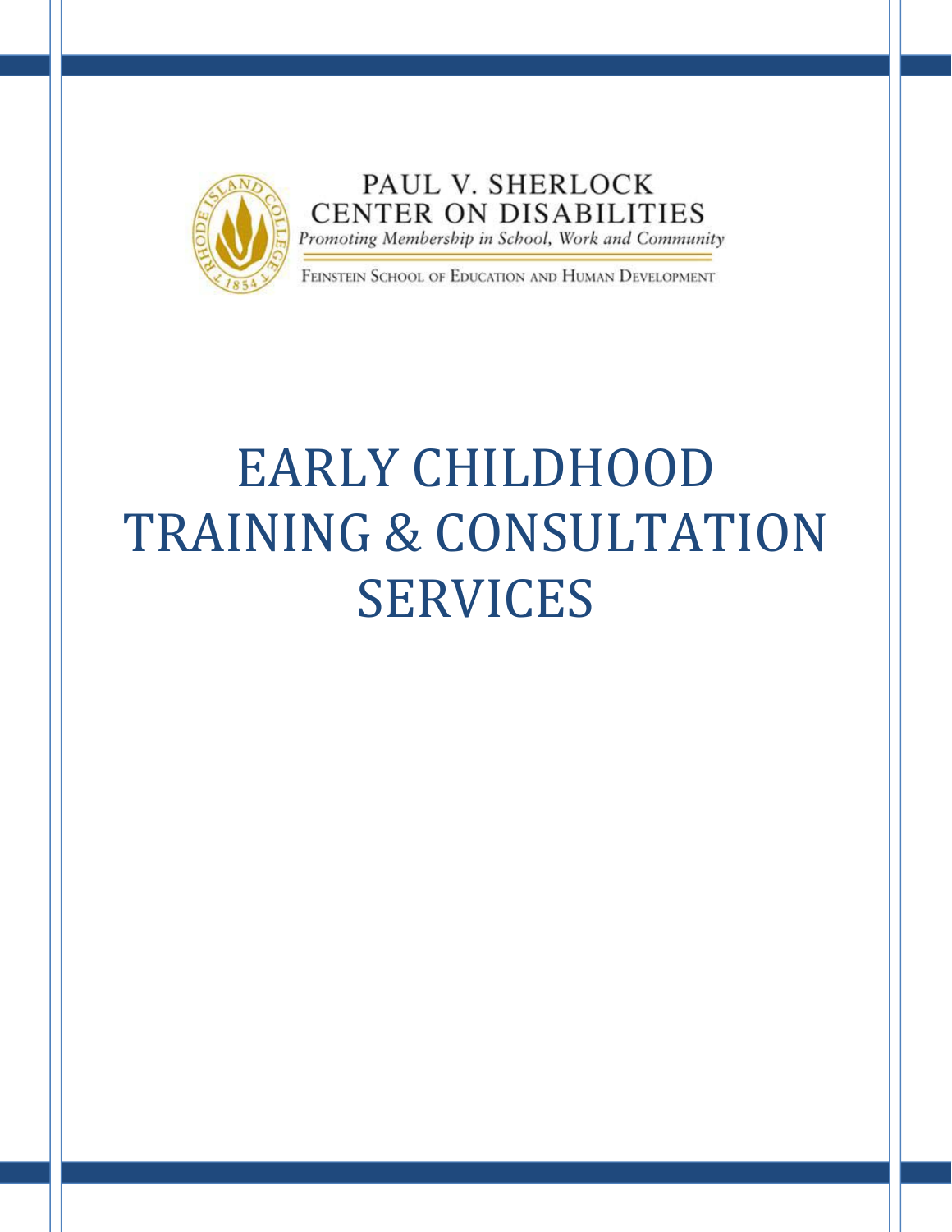PAUL V. SHERLOCK
CENTER ON DISABILITIES

*Promoting Membership in School, Work and Community*

FEINSTEIN SCHOOL OF EDUCATION AND HUMAN DEVELOPMENT

# EARLY CHILDHOOD TRAINING & CONSULTATION SERVICES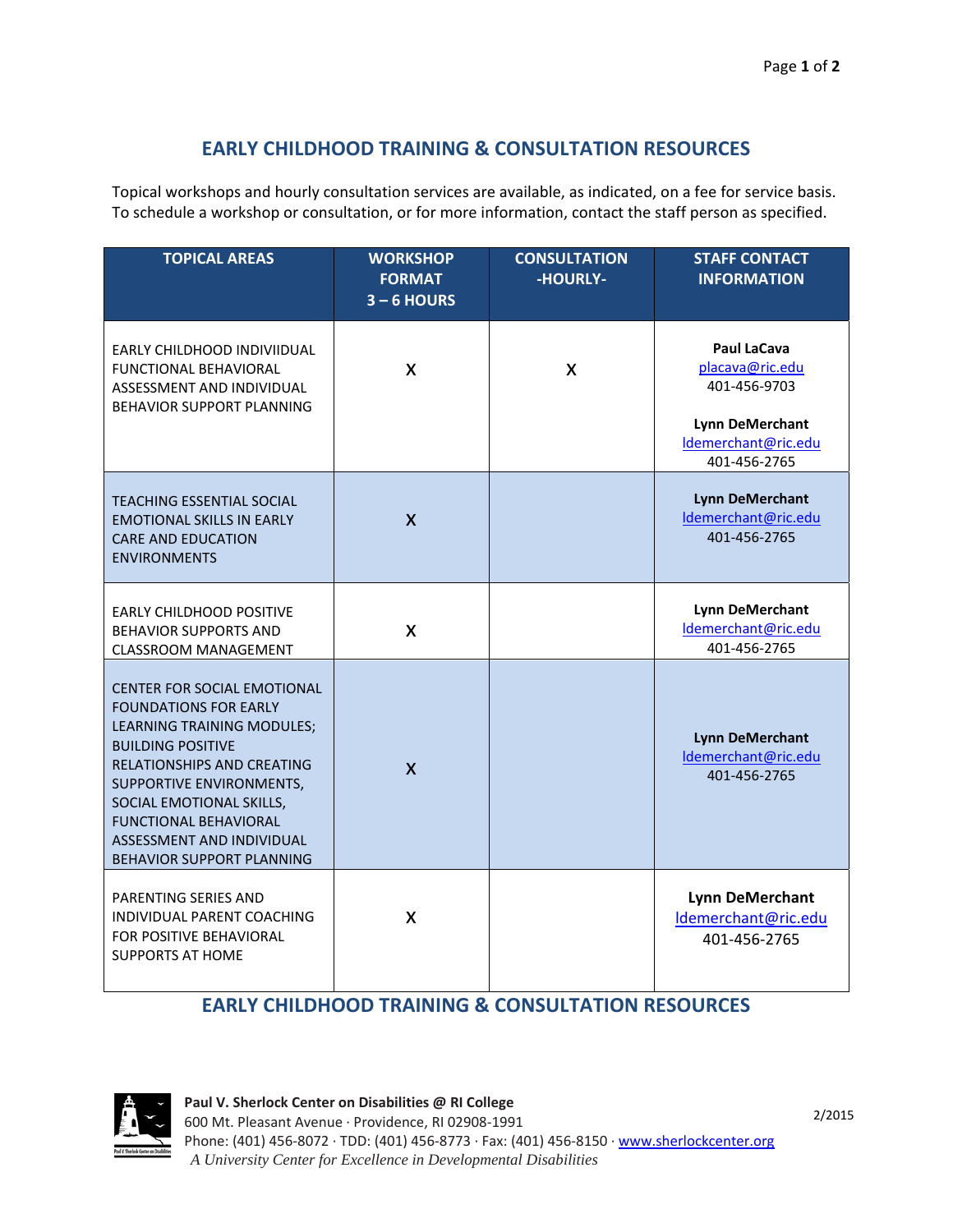# EARLY CHILDHOOD TRAINING & CONSULTATION RESOURCES

Topical workshops and hourly consultation services are available, as indicated, on a fee for service basis. To schedule a workshop or consultation, or for more information, contact the staff person as specified.

| TOPICAL AREAS | WORKSHOP FORMAT 3 – 6 HOURS | CONSULTATION -HOURLY- | STAFF CONTACT INFORMATION |
|---|---|---|---|
| EARLY CHILDHOOD INDIVIIDUAL FUNCTIONAL BEHAVIORAL ASSESSMENT AND INDIVIDUAL BEHAVIOR SUPPORT PLANNING | X | X | **Paul LaCava** placava@ric.edu 401-456-9703 **Lynn DeMerchant** ldemerchant@ric.edu 401-456-2765 |
| TEACHING ESSENTIAL SOCIAL EMOTIONAL SKILLS IN EARLY CARE AND EDUCATION ENVIRONMENTS | X | | **Lynn DeMerchant** ldemerchant@ric.edu 401-456-2765 |
| EARLY CHILDHOOD POSITIVE BEHAVIOR SUPPORTS AND CLASSROOM MANAGEMENT | X | | **Lynn DeMerchant** ldemerchant@ric.edu 401-456-2765 |
| CENTER FOR SOCIAL EMOTIONAL FOUNDATIONS FOR EARLY LEARNING TRAINING MODULES; BUILDING POSITIVE RELATIONSHIPS AND CREATING SUPPORTIVE ENVIRONMENTS, SOCIAL EMOTIONAL SKILLS, FUNCTIONAL BEHAVIORAL ASSESSMENT AND INDIVIDUAL BEHAVIOR SUPPORT PLANNING | X | | **Lynn DeMerchant** ldemerchant@ric.edu 401-456-2765 |
| PARENTING SERIES AND INDIVIDUAL PARENT COACHING FOR POSITIVE BEHAVIORAL SUPPORTS AT HOME | X | | **Lynn DeMerchant** ldemerchant@ric.edu 401-456-2765 |

**Paul V. Sherlock Center on Disabilities @ RI College**
600 Mt. Pleasant Avenue · Providence, RI 02908-1991
Phone: (401) 456-8072 · TDD: (401) 456-8773 · Fax: (401) 456-8150 · www.sherlockcenter.org
*A University Center for Excellence in Developmental Disabilities*

2/2015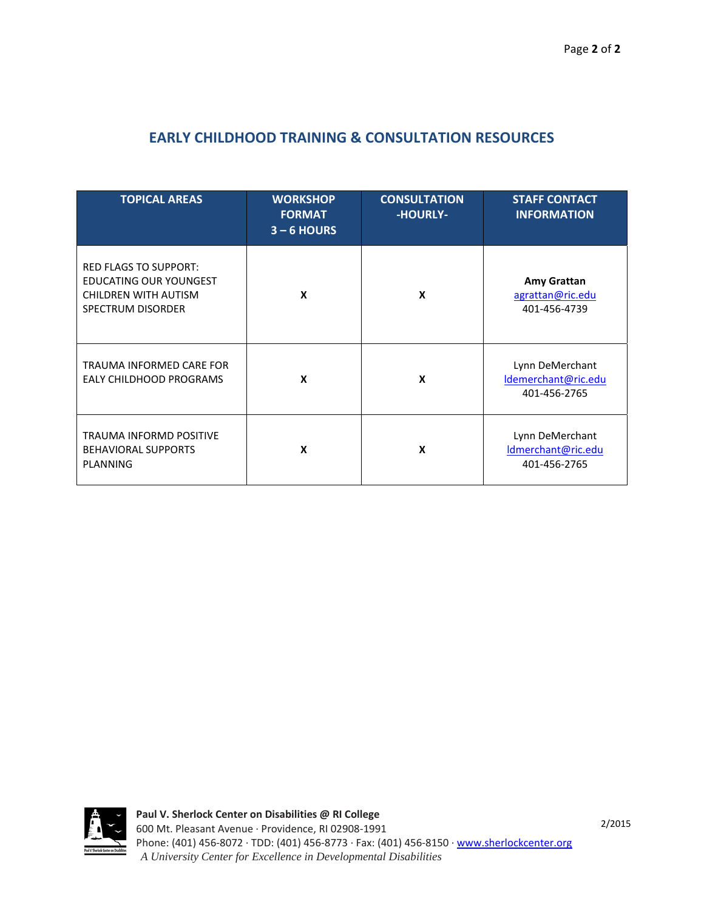## EARLY CHILDHOOD TRAINING & CONSULTATION RESOURCES

| TOPICAL AREAS | WORKSHOP FORMAT 3 – 6 HOURS | CONSULTATION -HOURLY- | STAFF CONTACT INFORMATION |
|---|---|---|---|
| RED FLAGS TO SUPPORT: EDUCATING OUR YOUNGEST CHILDREN WITH AUTISM SPECTRUM DISORDER | X | X | **Amy Grattan** agrattan@ric.edu 401-456-4739 |
| TRAUMA INFORMED CARE FOR EALY CHILDHOOD PROGRAMS | X | X | Lynn DeMerchant ldemerchant@ric.edu 401-456-2765 |
| TRAUMA INFORMD POSITIVE BEHAVIORAL SUPPORTS PLANNING | X | X | Lynn DeMerchant ldmerchant@ric.edu 401-456-2765 |

**Paul V. Sherlock Center on Disabilities @ RI College**
600 Mt. Pleasant Avenue · Providence, RI 02908-1991
Phone: (401) 456-8072 · TDD: (401) 456-8773 · Fax: (401) 456-8150 · www.sherlockcenter.org
*A University Center for Excellence in Developmental Disabilities*

2/2015